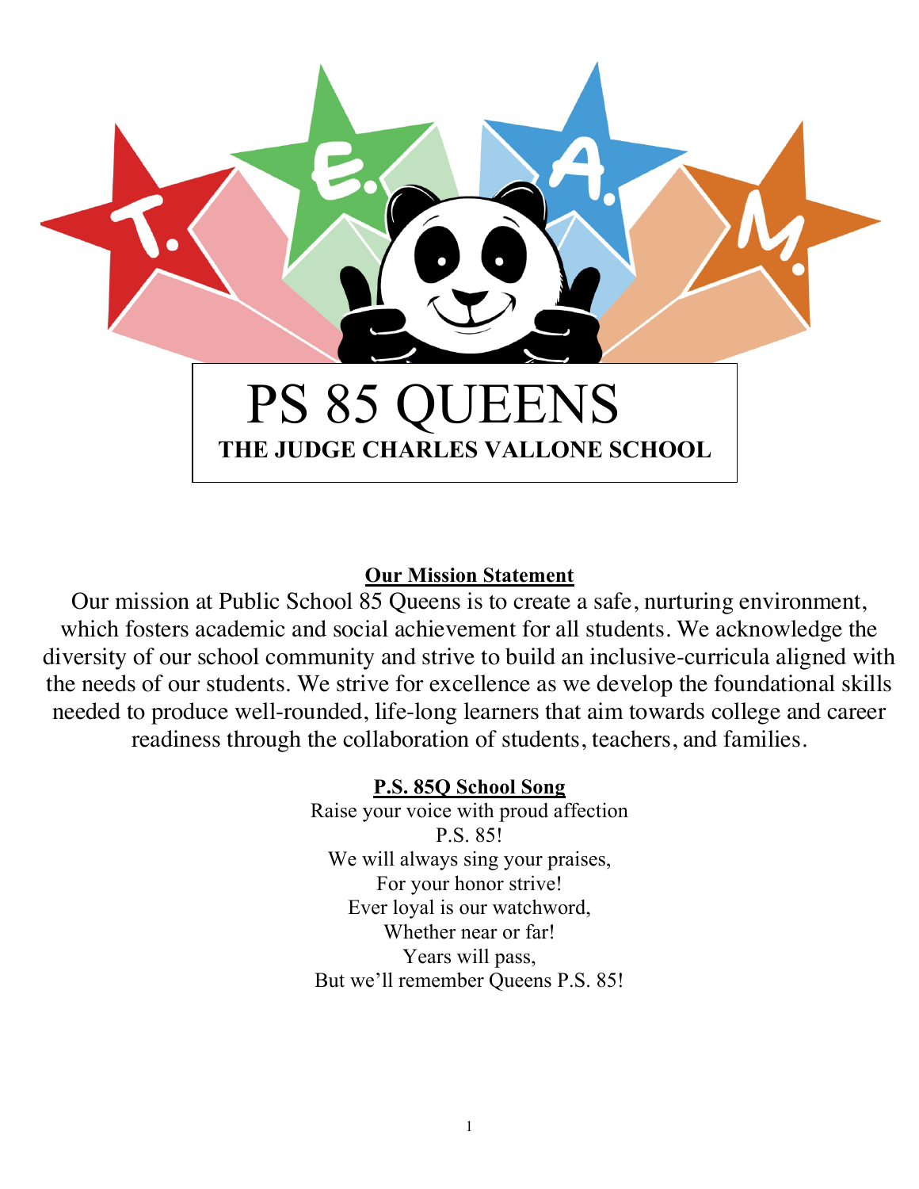T. E. A. M.

# PS 85 QUEENS

## THE JUDGE CHARLES VALLONE SCHOOL

**Our Mission Statement**

Our mission at Public School 85 Queens is to create a safe, nurturing environment, which fosters academic and social achievement for all students. We acknowledge the diversity of our school community and strive to build an inclusive-curricula aligned with the needs of our students. We strive for excellence as we develop the foundational skills needed to produce well-rounded, life-long learners that aim towards college and career readiness through the collaboration of students, teachers, and families.

**P.S. 85Q School Song**

Raise your voice with proud affection
P.S. 85!
We will always sing your praises,
For your honor strive!
Ever loyal is our watchword,
Whether near or far!
Years will pass,
But we'll remember Queens P.S. 85!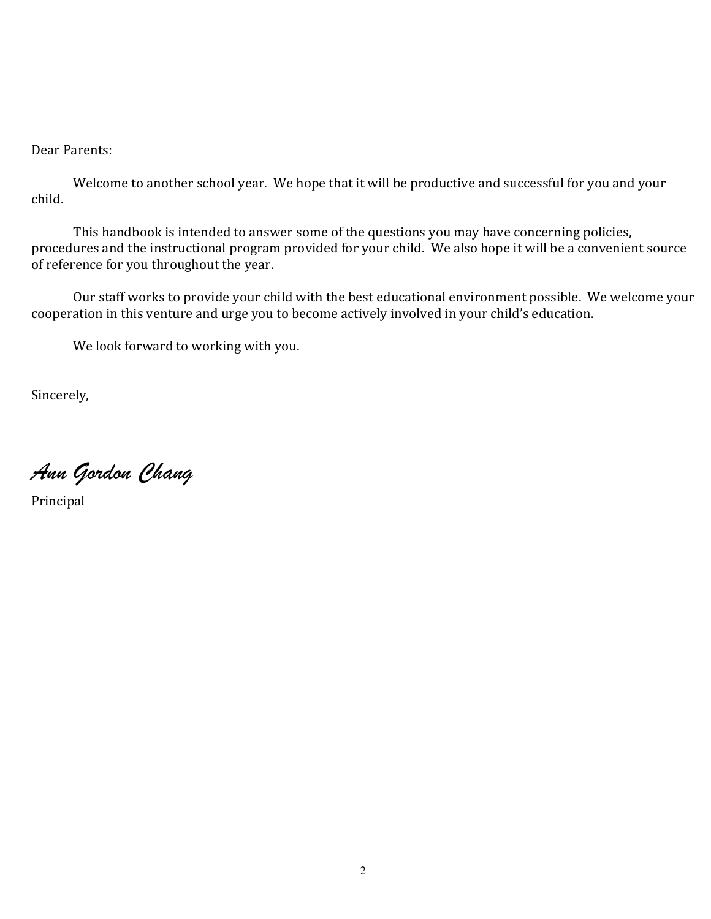Dear Parents:

Welcome to another school year. We hope that it will be productive and successful for you and your child.

This handbook is intended to answer some of the questions you may have concerning policies, procedures and the instructional program provided for your child. We also hope it will be a convenient source of reference for you throughout the year.

Our staff works to provide your child with the best educational environment possible. We welcome your cooperation in this venture and urge you to become actively involved in your child's education.

We look forward to working with you.

Sincerely,

*Ann Gordon Chang*

Principal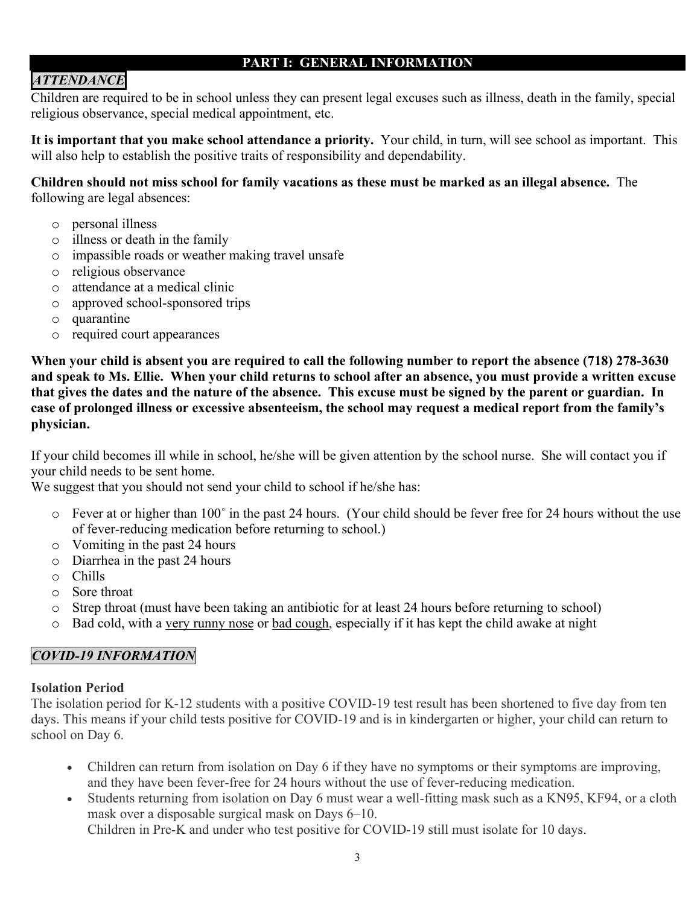# PART I: GENERAL INFORMATION

## *ATTENDANCE*

Children are required to be in school unless they can present legal excuses such as illness, death in the family, special religious observance, special medical appointment, etc.

**It is important that you make school attendance a priority.** Your child, in turn, will see school as important. This will also help to establish the positive traits of responsibility and dependability.

**Children should not miss school for family vacations as these must be marked as an illegal absence.** The following are legal absences:

- personal illness
- illness or death in the family
- impassible roads or weather making travel unsafe
- religious observance
- attendance at a medical clinic
- approved school-sponsored trips
- quarantine
- required court appearances

**When your child is absent you are required to call the following number to report the absence (718) 278-3630 and speak to Ms. Ellie. When your child returns to school after an absence, you must provide a written excuse that gives the dates and the nature of the absence. This excuse must be signed by the parent or guardian. In case of prolonged illness or excessive absenteeism, the school may request a medical report from the family's physician.**

If your child becomes ill while in school, he/she will be given attention by the school nurse. She will contact you if your child needs to be sent home.
We suggest that you should not send your child to school if he/she has:

- Fever at or higher than 100˚ in the past 24 hours. (Your child should be fever free for 24 hours without the use of fever-reducing medication before returning to school.)
- Vomiting in the past 24 hours
- Diarrhea in the past 24 hours
- Chills
- Sore throat
- Strep throat (must have been taking an antibiotic for at least 24 hours before returning to school)
- Bad cold, with a very runny nose or bad cough, especially if it has kept the child awake at night

## *COVID-19 INFORMATION*

### Isolation Period

The isolation period for K-12 students with a positive COVID-19 test result has been shortened to five day from ten days. This means if your child tests positive for COVID-19 and is in kindergarten or higher, your child can return to school on Day 6.

- Children can return from isolation on Day 6 if they have no symptoms or their symptoms are improving, and they have been fever-free for 24 hours without the use of fever-reducing medication.
- Students returning from isolation on Day 6 must wear a well-fitting mask such as a KN95, KF94, or a cloth mask over a disposable surgical mask on Days 6–10.
  Children in Pre-K and under who test positive for COVID-19 still must isolate for 10 days.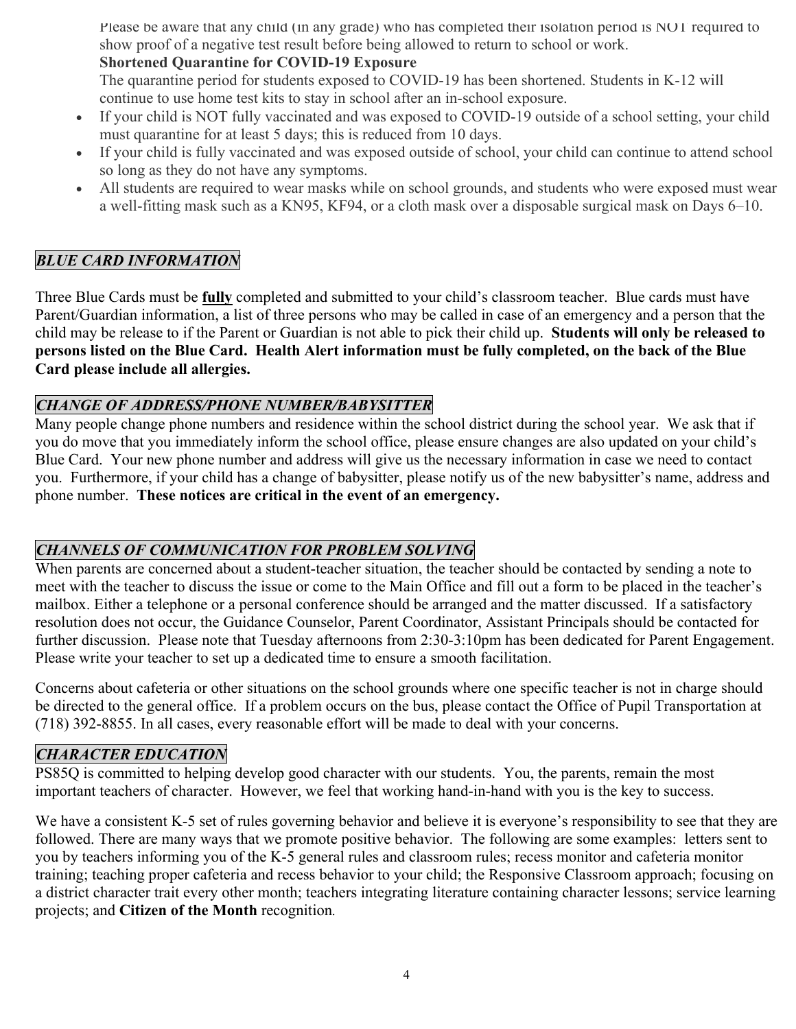Please be aware that any child (in any grade) who has completed their isolation period is NOT required to show proof of a negative test result before being allowed to return to school or work.

**Shortened Quarantine for COVID-19 Exposure**

The quarantine period for students exposed to COVID-19 has been shortened. Students in K-12 will continue to use home test kits to stay in school after an in-school exposure.

- If your child is NOT fully vaccinated and was exposed to COVID-19 outside of a school setting, your child must quarantine for at least 5 days; this is reduced from 10 days.
- If your child is fully vaccinated and was exposed outside of school, your child can continue to attend school so long as they do not have any symptoms.
- All students are required to wear masks while on school grounds, and students who were exposed must wear a well-fitting mask such as a KN95, KF94, or a cloth mask over a disposable surgical mask on Days 6–10.

## *BLUE CARD INFORMATION*

Three Blue Cards must be **fully** completed and submitted to your child's classroom teacher. Blue cards must have Parent/Guardian information, a list of three persons who may be called in case of an emergency and a person that the child may be release to if the Parent or Guardian is not able to pick their child up. **Students will only be released to persons listed on the Blue Card. Health Alert information must be fully completed, on the back of the Blue Card please include all allergies.**

## *CHANGE OF ADDRESS/PHONE NUMBER/BABYSITTER*

Many people change phone numbers and residence within the school district during the school year. We ask that if you do move that you immediately inform the school office, please ensure changes are also updated on your child's Blue Card. Your new phone number and address will give us the necessary information in case we need to contact you. Furthermore, if your child has a change of babysitter, please notify us of the new babysitter's name, address and phone number. **These notices are critical in the event of an emergency.**

## *CHANNELS OF COMMUNICATION FOR PROBLEM SOLVING*

When parents are concerned about a student-teacher situation, the teacher should be contacted by sending a note to meet with the teacher to discuss the issue or come to the Main Office and fill out a form to be placed in the teacher's mailbox. Either a telephone or a personal conference should be arranged and the matter discussed. If a satisfactory resolution does not occur, the Guidance Counselor, Parent Coordinator, Assistant Principals should be contacted for further discussion. Please note that Tuesday afternoons from 2:30-3:10pm has been dedicated for Parent Engagement. Please write your teacher to set up a dedicated time to ensure a smooth facilitation.

Concerns about cafeteria or other situations on the school grounds where one specific teacher is not in charge should be directed to the general office. If a problem occurs on the bus, please contact the Office of Pupil Transportation at (718) 392-8855. In all cases, every reasonable effort will be made to deal with your concerns.

## *CHARACTER EDUCATION*

PS85Q is committed to helping develop good character with our students. You, the parents, remain the most important teachers of character. However, we feel that working hand-in-hand with you is the key to success.

We have a consistent K-5 set of rules governing behavior and believe it is everyone's responsibility to see that they are followed. There are many ways that we promote positive behavior. The following are some examples: letters sent to you by teachers informing you of the K-5 general rules and classroom rules; recess monitor and cafeteria monitor training; teaching proper cafeteria and recess behavior to your child; the Responsive Classroom approach; focusing on a district character trait every other month; teachers integrating literature containing character lessons; service learning projects; and **Citizen of the Month** recognition.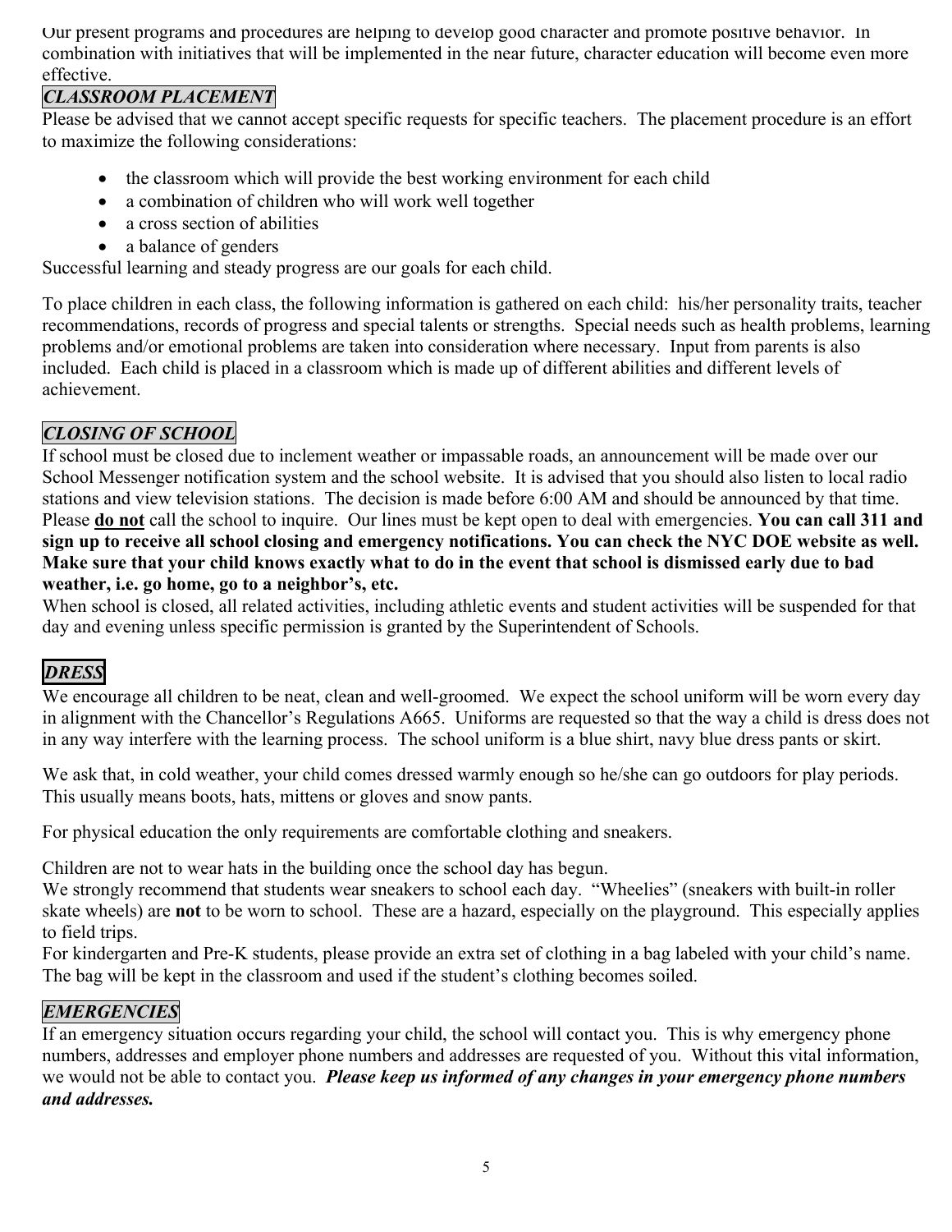Our present programs and procedures are helping to develop good character and promote positive behavior. In combination with initiatives that will be implemented in the near future, character education will become even more effective.

## *CLASSROOM PLACEMENT*

Please be advised that we cannot accept specific requests for specific teachers. The placement procedure is an effort to maximize the following considerations:

- the classroom which will provide the best working environment for each child
- a combination of children who will work well together
- a cross section of abilities
- a balance of genders

Successful learning and steady progress are our goals for each child.

To place children in each class, the following information is gathered on each child: his/her personality traits, teacher recommendations, records of progress and special talents or strengths. Special needs such as health problems, learning problems and/or emotional problems are taken into consideration where necessary. Input from parents is also included. Each child is placed in a classroom which is made up of different abilities and different levels of achievement.

## *CLOSING OF SCHOOL*

If school must be closed due to inclement weather or impassable roads, an announcement will be made over our School Messenger notification system and the school website. It is advised that you should also listen to local radio stations and view television stations. The decision is made before 6:00 AM and should be announced by that time. Please **do not** call the school to inquire. Our lines must be kept open to deal with emergencies. **You can call 311 and sign up to receive all school closing and emergency notifications. You can check the NYC DOE website as well. Make sure that your child knows exactly what to do in the event that school is dismissed early due to bad weather, i.e. go home, go to a neighbor's, etc.**

When school is closed, all related activities, including athletic events and student activities will be suspended for that day and evening unless specific permission is granted by the Superintendent of Schools.

## *DRESS*

We encourage all children to be neat, clean and well-groomed. We expect the school uniform will be worn every day in alignment with the Chancellor's Regulations A665. Uniforms are requested so that the way a child is dress does not in any way interfere with the learning process. The school uniform is a blue shirt, navy blue dress pants or skirt.

We ask that, in cold weather, your child comes dressed warmly enough so he/she can go outdoors for play periods. This usually means boots, hats, mittens or gloves and snow pants.

For physical education the only requirements are comfortable clothing and sneakers.

Children are not to wear hats in the building once the school day has begun.

We strongly recommend that students wear sneakers to school each day. "Wheelies" (sneakers with built-in roller skate wheels) are **not** to be worn to school. These are a hazard, especially on the playground. This especially applies to field trips.

For kindergarten and Pre-K students, please provide an extra set of clothing in a bag labeled with your child's name. The bag will be kept in the classroom and used if the student's clothing becomes soiled.

## *EMERGENCIES*

If an emergency situation occurs regarding your child, the school will contact you. This is why emergency phone numbers, addresses and employer phone numbers and addresses are requested of you. Without this vital information, we would not be able to contact you. ***Please keep us informed of any changes in your emergency phone numbers and addresses.***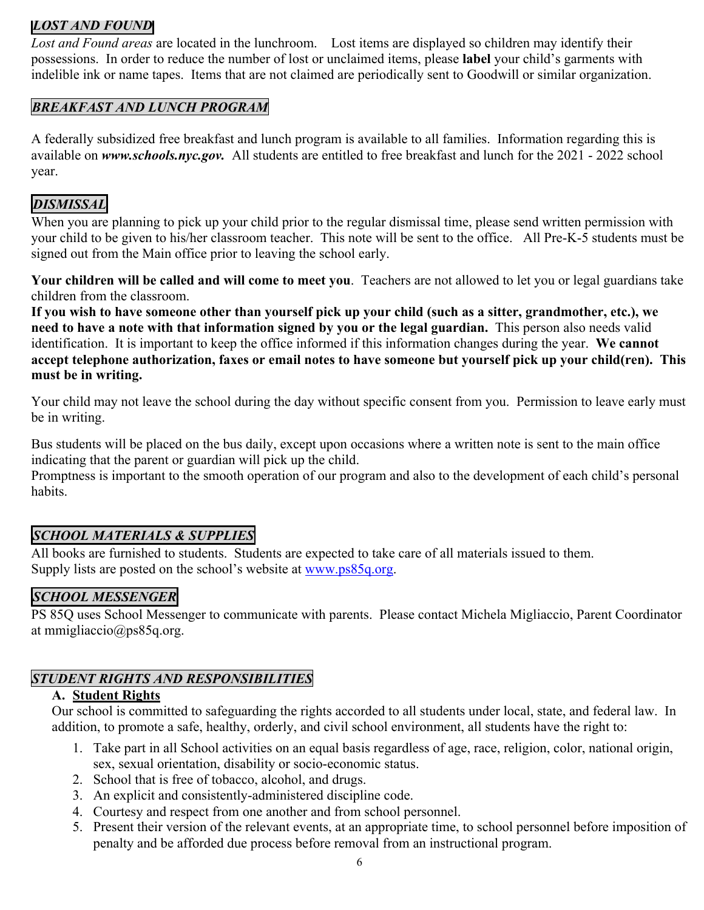## *LOST AND FOUND*

*Lost and Found areas* are located in the lunchroom. Lost items are displayed so children may identify their possessions. In order to reduce the number of lost or unclaimed items, please **label** your child's garments with indelible ink or name tapes. Items that are not claimed are periodically sent to Goodwill or similar organization.

## *BREAKFAST AND LUNCH PROGRAM*

A federally subsidized free breakfast and lunch program is available to all families. Information regarding this is available on ***www.schools.nyc.gov.*** All students are entitled to free breakfast and lunch for the 2021 - 2022 school year.

## *DISMISSAL*

When you are planning to pick up your child prior to the regular dismissal time, please send written permission with your child to be given to his/her classroom teacher. This note will be sent to the office. All Pre-K-5 students must be signed out from the Main office prior to leaving the school early.

**Your children will be called and will come to meet you**. Teachers are not allowed to let you or legal guardians take children from the classroom.
**If you wish to have someone other than yourself pick up your child (such as a sitter, grandmother, etc.), we need to have a note with that information signed by you or the legal guardian.** This person also needs valid identification. It is important to keep the office informed if this information changes during the year. **We cannot accept telephone authorization, faxes or email notes to have someone but yourself pick up your child(ren). This must be in writing.**

Your child may not leave the school during the day without specific consent from you. Permission to leave early must be in writing.

Bus students will be placed on the bus daily, except upon occasions where a written note is sent to the main office indicating that the parent or guardian will pick up the child.
Promptness is important to the smooth operation of our program and also to the development of each child's personal habits.

## *SCHOOL MATERIALS & SUPPLIES*

All books are furnished to students. Students are expected to take care of all materials issued to them.
Supply lists are posted on the school's website at www.ps85q.org.

## *SCHOOL MESSENGER*

PS 85Q uses School Messenger to communicate with parents. Please contact Michela Migliaccio, Parent Coordinator at mmigliaccio@ps85q.org.

## *STUDENT RIGHTS AND RESPONSIBILITIES*

**A. Student Rights**

Our school is committed to safeguarding the rights accorded to all students under local, state, and federal law. In addition, to promote a safe, healthy, orderly, and civil school environment, all students have the right to:

1. Take part in all School activities on an equal basis regardless of age, race, religion, color, national origin, sex, sexual orientation, disability or socio-economic status.
2. School that is free of tobacco, alcohol, and drugs.
3. An explicit and consistently-administered discipline code.
4. Courtesy and respect from one another and from school personnel.
5. Present their version of the relevant events, at an appropriate time, to school personnel before imposition of penalty and be afforded due process before removal from an instructional program.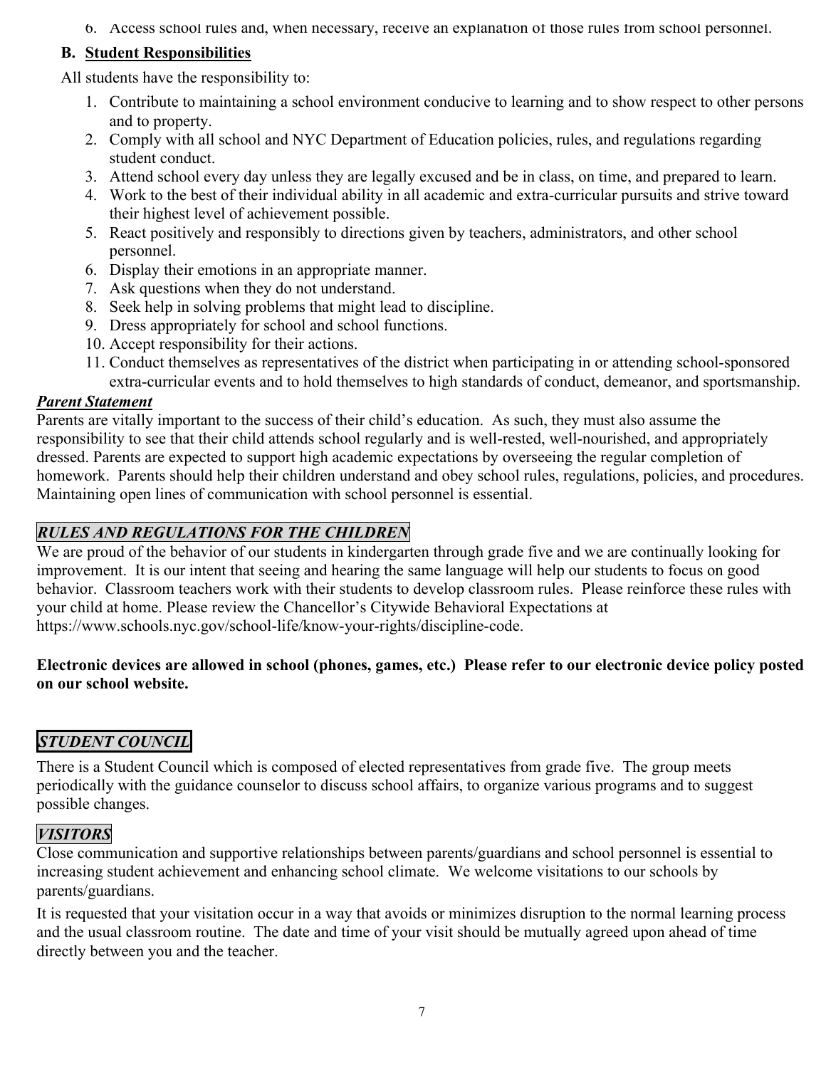6. Access school rules and, when necessary, receive an explanation of those rules from school personnel.

### B. Student Responsibilities

All students have the responsibility to:

1. Contribute to maintaining a school environment conducive to learning and to show respect to other persons and to property.
2. Comply with all school and NYC Department of Education policies, rules, and regulations regarding student conduct.
3. Attend school every day unless they are legally excused and be in class, on time, and prepared to learn.
4. Work to the best of their individual ability in all academic and extra-curricular pursuits and strive toward their highest level of achievement possible.
5. React positively and responsibly to directions given by teachers, administrators, and other school personnel.
6. Display their emotions in an appropriate manner.
7. Ask questions when they do not understand.
8. Seek help in solving problems that might lead to discipline.
9. Dress appropriately for school and school functions.
10. Accept responsibility for their actions.
11. Conduct themselves as representatives of the district when participating in or attending school-sponsored extra-curricular events and to hold themselves to high standards of conduct, demeanor, and sportsmanship.

### *Parent Statement*

Parents are vitally important to the success of their child's education. As such, they must also assume the responsibility to see that their child attends school regularly and is well-rested, well-nourished, and appropriately dressed. Parents are expected to support high academic expectations by overseeing the regular completion of homework. Parents should help their children understand and obey school rules, regulations, policies, and procedures. Maintaining open lines of communication with school personnel is essential.

## *RULES AND REGULATIONS FOR THE CHILDREN*

We are proud of the behavior of our students in kindergarten through grade five and we are continually looking for improvement. It is our intent that seeing and hearing the same language will help our students to focus on good behavior. Classroom teachers work with their students to develop classroom rules. Please reinforce these rules with your child at home. Please review the Chancellor's Citywide Behavioral Expectations at https://www.schools.nyc.gov/school-life/know-your-rights/discipline-code.

**Electronic devices are allowed in school (phones, games, etc.) Please refer to our electronic device policy posted on our school website.**

## *STUDENT COUNCIL*

There is a Student Council which is composed of elected representatives from grade five. The group meets periodically with the guidance counselor to discuss school affairs, to organize various programs and to suggest possible changes.

## *VISITORS*

Close communication and supportive relationships between parents/guardians and school personnel is essential to increasing student achievement and enhancing school climate. We welcome visitations to our schools by parents/guardians.

It is requested that your visitation occur in a way that avoids or minimizes disruption to the normal learning process and the usual classroom routine. The date and time of your visit should be mutually agreed upon ahead of time directly between you and the teacher.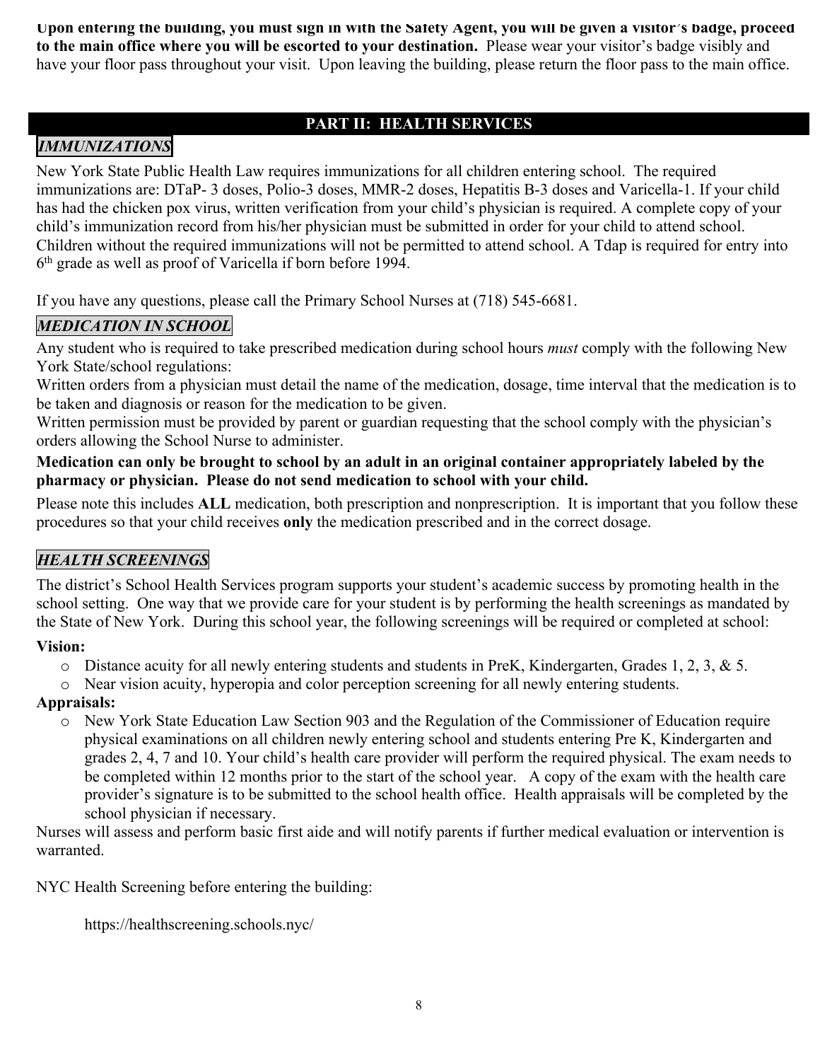**Upon entering the building, you must sign in with the Safety Agent, you will be given a visitor's badge, proceed to the main office where you will be escorted to your destination.** Please wear your visitor's badge visibly and have your floor pass throughout your visit. Upon leaving the building, please return the floor pass to the main office.

## PART II: HEALTH SERVICES

### *IMMUNIZATIONS*

New York State Public Health Law requires immunizations for all children entering school. The required immunizations are: DTaP- 3 doses, Polio-3 doses, MMR-2 doses, Hepatitis B-3 doses and Varicella-1. If your child has had the chicken pox virus, written verification from your child's physician is required. A complete copy of your child's immunization record from his/her physician must be submitted in order for your child to attend school. Children without the required immunizations will not be permitted to attend school. A Tdap is required for entry into 6th grade as well as proof of Varicella if born before 1994.

If you have any questions, please call the Primary School Nurses at (718) 545-6681.

### *MEDICATION IN SCHOOL*

Any student who is required to take prescribed medication during school hours *must* comply with the following New York State/school regulations:

Written orders from a physician must detail the name of the medication, dosage, time interval that the medication is to be taken and diagnosis or reason for the medication to be given.

Written permission must be provided by parent or guardian requesting that the school comply with the physician's orders allowing the School Nurse to administer.

**Medication can only be brought to school by an adult in an original container appropriately labeled by the pharmacy or physician. Please do not send medication to school with your child.**

Please note this includes **ALL** medication, both prescription and nonprescription. It is important that you follow these procedures so that your child receives **only** the medication prescribed and in the correct dosage.

### *HEALTH SCREENINGS*

The district's School Health Services program supports your student's academic success by promoting health in the school setting. One way that we provide care for your student is by performing the health screenings as mandated by the State of New York. During this school year, the following screenings will be required or completed at school:

**Vision:**

- Distance acuity for all newly entering students and students in PreK, Kindergarten, Grades 1, 2, 3, & 5.
- Near vision acuity, hyperopia and color perception screening for all newly entering students.

**Appraisals:**

- New York State Education Law Section 903 and the Regulation of the Commissioner of Education require physical examinations on all children newly entering school and students entering Pre K, Kindergarten and grades 2, 4, 7 and 10. Your child's health care provider will perform the required physical. The exam needs to be completed within 12 months prior to the start of the school year. A copy of the exam with the health care provider's signature is to be submitted to the school health office. Health appraisals will be completed by the school physician if necessary.

Nurses will assess and perform basic first aide and will notify parents if further medical evaluation or intervention is warranted.

NYC Health Screening before entering the building:

https://healthscreening.schools.nyc/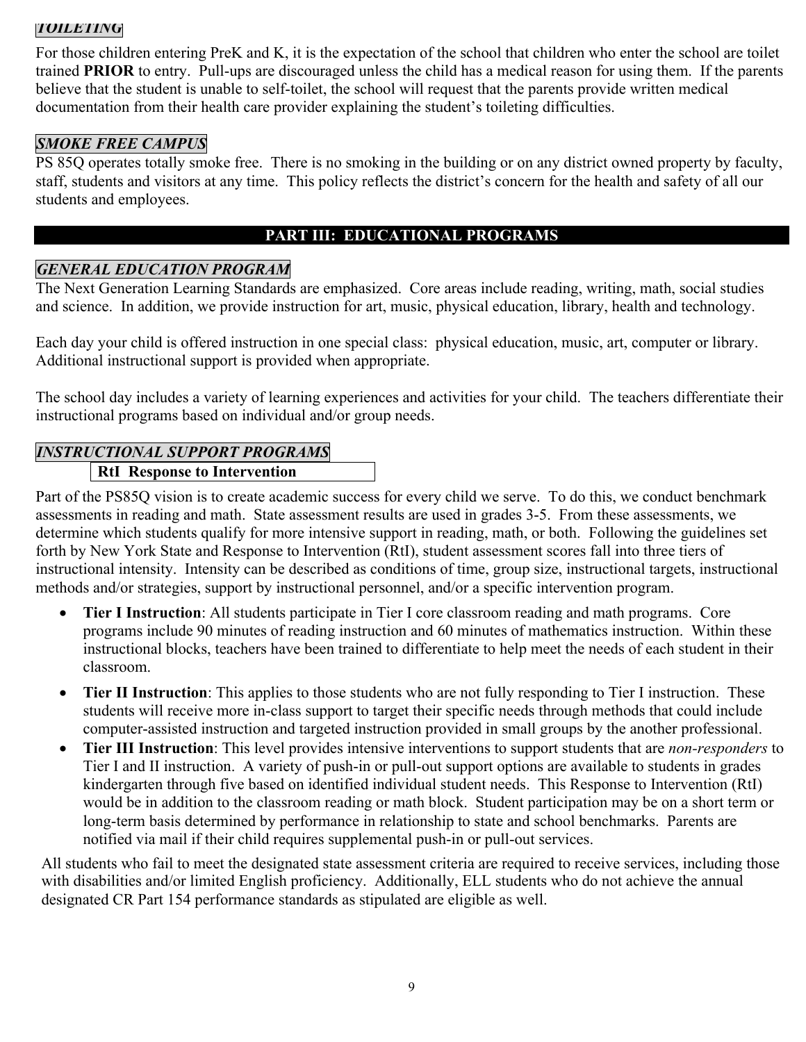### *TOILETING*

For those children entering PreK and K, it is the expectation of the school that children who enter the school are toilet trained **PRIOR** to entry. Pull-ups are discouraged unless the child has a medical reason for using them. If the parents believe that the student is unable to self-toilet, the school will request that the parents provide written medical documentation from their health care provider explaining the student's toileting difficulties.

### *SMOKE FREE CAMPUS*

PS 85Q operates totally smoke free. There is no smoking in the building or on any district owned property by faculty, staff, students and visitors at any time. This policy reflects the district's concern for the health and safety of all our students and employees.

## PART III: EDUCATIONAL PROGRAMS

### *GENERAL EDUCATION PROGRAM*

The Next Generation Learning Standards are emphasized. Core areas include reading, writing, math, social studies and science. In addition, we provide instruction for art, music, physical education, library, health and technology.

Each day your child is offered instruction in one special class: physical education, music, art, computer or library. Additional instructional support is provided when appropriate.

The school day includes a variety of learning experiences and activities for your child. The teachers differentiate their instructional programs based on individual and/or group needs.

### *INSTRUCTIONAL SUPPORT PROGRAMS*

#### RtI Response to Intervention

Part of the PS85Q vision is to create academic success for every child we serve. To do this, we conduct benchmark assessments in reading and math. State assessment results are used in grades 3-5. From these assessments, we determine which students qualify for more intensive support in reading, math, or both. Following the guidelines set forth by New York State and Response to Intervention (RtI), student assessment scores fall into three tiers of instructional intensity. Intensity can be described as conditions of time, group size, instructional targets, instructional methods and/or strategies, support by instructional personnel, and/or a specific intervention program.

- **Tier I Instruction**: All students participate in Tier I core classroom reading and math programs. Core programs include 90 minutes of reading instruction and 60 minutes of mathematics instruction. Within these instructional blocks, teachers have been trained to differentiate to help meet the needs of each student in their classroom.
- **Tier II Instruction**: This applies to those students who are not fully responding to Tier I instruction. These students will receive more in-class support to target their specific needs through methods that could include computer-assisted instruction and targeted instruction provided in small groups by the another professional.
- **Tier III Instruction**: This level provides intensive interventions to support students that are *non-responders* to Tier I and II instruction. A variety of push-in or pull-out support options are available to students in grades kindergarten through five based on identified individual student needs. This Response to Intervention (RtI) would be in addition to the classroom reading or math block. Student participation may be on a short term or long-term basis determined by performance in relationship to state and school benchmarks. Parents are notified via mail if their child requires supplemental push-in or pull-out services.

All students who fail to meet the designated state assessment criteria are required to receive services, including those with disabilities and/or limited English proficiency. Additionally, ELL students who do not achieve the annual designated CR Part 154 performance standards as stipulated are eligible as well.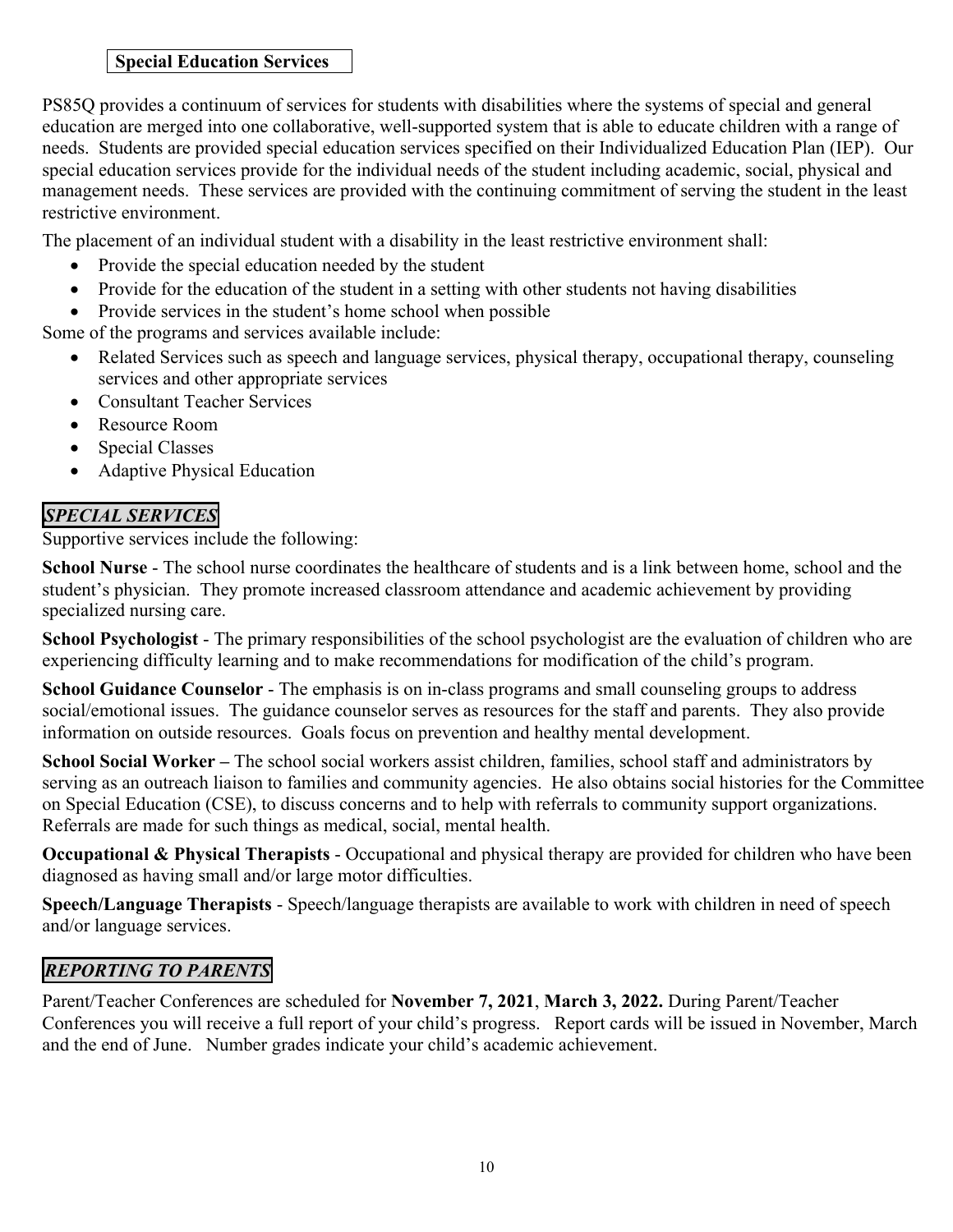## Special Education Services

PS85Q provides a continuum of services for students with disabilities where the systems of special and general education are merged into one collaborative, well-supported system that is able to educate children with a range of needs. Students are provided special education services specified on their Individualized Education Plan (IEP). Our special education services provide for the individual needs of the student including academic, social, physical and management needs. These services are provided with the continuing commitment of serving the student in the least restrictive environment.

The placement of an individual student with a disability in the least restrictive environment shall:

- Provide the special education needed by the student
- Provide for the education of the student in a setting with other students not having disabilities
- Provide services in the student's home school when possible

Some of the programs and services available include:

- Related Services such as speech and language services, physical therapy, occupational therapy, counseling services and other appropriate services
- Consultant Teacher Services
- Resource Room
- Special Classes
- Adaptive Physical Education

## *SPECIAL SERVICES*

Supportive services include the following:

**School Nurse** - The school nurse coordinates the healthcare of students and is a link between home, school and the student's physician. They promote increased classroom attendance and academic achievement by providing specialized nursing care.

**School Psychologist** - The primary responsibilities of the school psychologist are the evaluation of children who are experiencing difficulty learning and to make recommendations for modification of the child's program.

**School Guidance Counselor** - The emphasis is on in-class programs and small counseling groups to address social/emotional issues. The guidance counselor serves as resources for the staff and parents. They also provide information on outside resources. Goals focus on prevention and healthy mental development.

**School Social Worker –** The school social workers assist children, families, school staff and administrators by serving as an outreach liaison to families and community agencies. He also obtains social histories for the Committee on Special Education (CSE), to discuss concerns and to help with referrals to community support organizations. Referrals are made for such things as medical, social, mental health.

**Occupational & Physical Therapists** - Occupational and physical therapy are provided for children who have been diagnosed as having small and/or large motor difficulties.

**Speech/Language Therapists** - Speech/language therapists are available to work with children in need of speech and/or language services.

## *REPORTING TO PARENTS*

Parent/Teacher Conferences are scheduled for **November 7, 2021**, **March 3, 2022.** During Parent/Teacher Conferences you will receive a full report of your child's progress. Report cards will be issued in November, March and the end of June. Number grades indicate your child's academic achievement.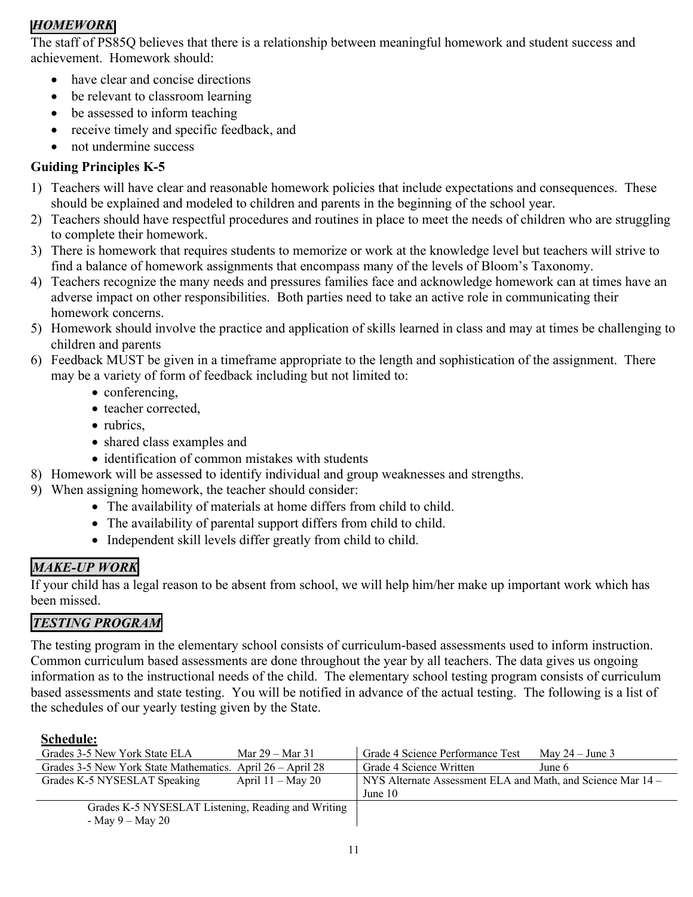## *HOMEWORK*

The staff of PS85Q believes that there is a relationship between meaningful homework and student success and achievement. Homework should:

- have clear and concise directions
- be relevant to classroom learning
- be assessed to inform teaching
- receive timely and specific feedback, and
- not undermine success

### Guiding Principles K-5

1) Teachers will have clear and reasonable homework policies that include expectations and consequences. These should be explained and modeled to children and parents in the beginning of the school year.
2) Teachers should have respectful procedures and routines in place to meet the needs of children who are struggling to complete their homework.
3) There is homework that requires students to memorize or work at the knowledge level but teachers will strive to find a balance of homework assignments that encompass many of the levels of Bloom's Taxonomy.
4) Teachers recognize the many needs and pressures families face and acknowledge homework can at times have an adverse impact on other responsibilities. Both parties need to take an active role in communicating their homework concerns.
5) Homework should involve the practice and application of skills learned in class and may at times be challenging to children and parents
6) Feedback MUST be given in a timeframe appropriate to the length and sophistication of the assignment. There may be a variety of form of feedback including but not limited to:
   - conferencing,
   - teacher corrected,
   - rubrics,
   - shared class examples and
   - identification of common mistakes with students
8) Homework will be assessed to identify individual and group weaknesses and strengths.
9) When assigning homework, the teacher should consider:
   - The availability of materials at home differs from child to child.
   - The availability of parental support differs from child to child.
   - Independent skill levels differ greatly from child to child.

## *MAKE-UP WORK*

If your child has a legal reason to be absent from school, we will help him/her make up important work which has been missed.

## *TESTING PROGRAM*

The testing program in the elementary school consists of curriculum-based assessments used to inform instruction. Common curriculum based assessments are done throughout the year by all teachers. The data gives us ongoing information as to the instructional needs of the child. The elementary school testing program consists of curriculum based assessments and state testing. You will be notified in advance of the actual testing. The following is a list of the schedules of our yearly testing given by the State.

**Schedule:**

| | | | |
|---|---|---|---|
| Grades 3-5 New York State ELA | Mar 29 – Mar 31 | Grade 4 Science Performance Test | May 24 – June 3 |
| Grades 3-5 New York State Mathematics. | April 26 – April 28 | Grade 4 Science Written | June 6 |
| Grades K-5 NYSESLAT Speaking | April 11 – May 20 | NYS Alternate Assessment ELA and Math, and Science Mar 14 – June 10 | |
| Grades K-5 NYSESLAT Listening, Reading and Writing - May 9 – May 20 | | | |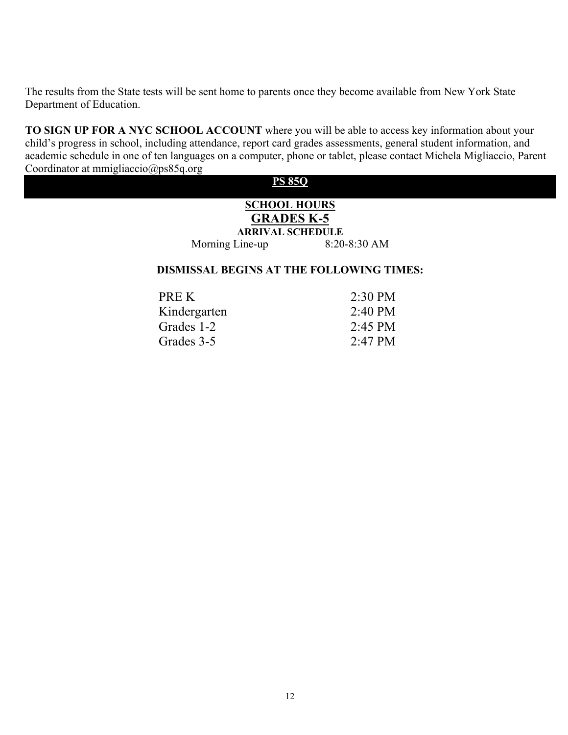The results from the State tests will be sent home to parents once they become available from New York State Department of Education.

**TO SIGN UP FOR A NYC SCHOOL ACCOUNT** where you will be able to access key information about your child's progress in school, including attendance, report card grades assessments, general student information, and academic schedule in one of ten languages on a computer, phone or tablet, please contact Michela Migliaccio, Parent Coordinator at mmigliaccio@ps85q.org

## PS 85Q

### SCHOOL HOURS

### GRADES K-5

**ARRIVAL SCHEDULE**

Morning Line-up 8:20-8:30 AM

**DISMISSAL BEGINS AT THE FOLLOWING TIMES:**

| | |
|---|---|
| PRE K | 2:30 PM |
| Kindergarten | 2:40 PM |
| Grades 1-2 | 2:45 PM |
| Grades 3-5 | 2:47 PM |